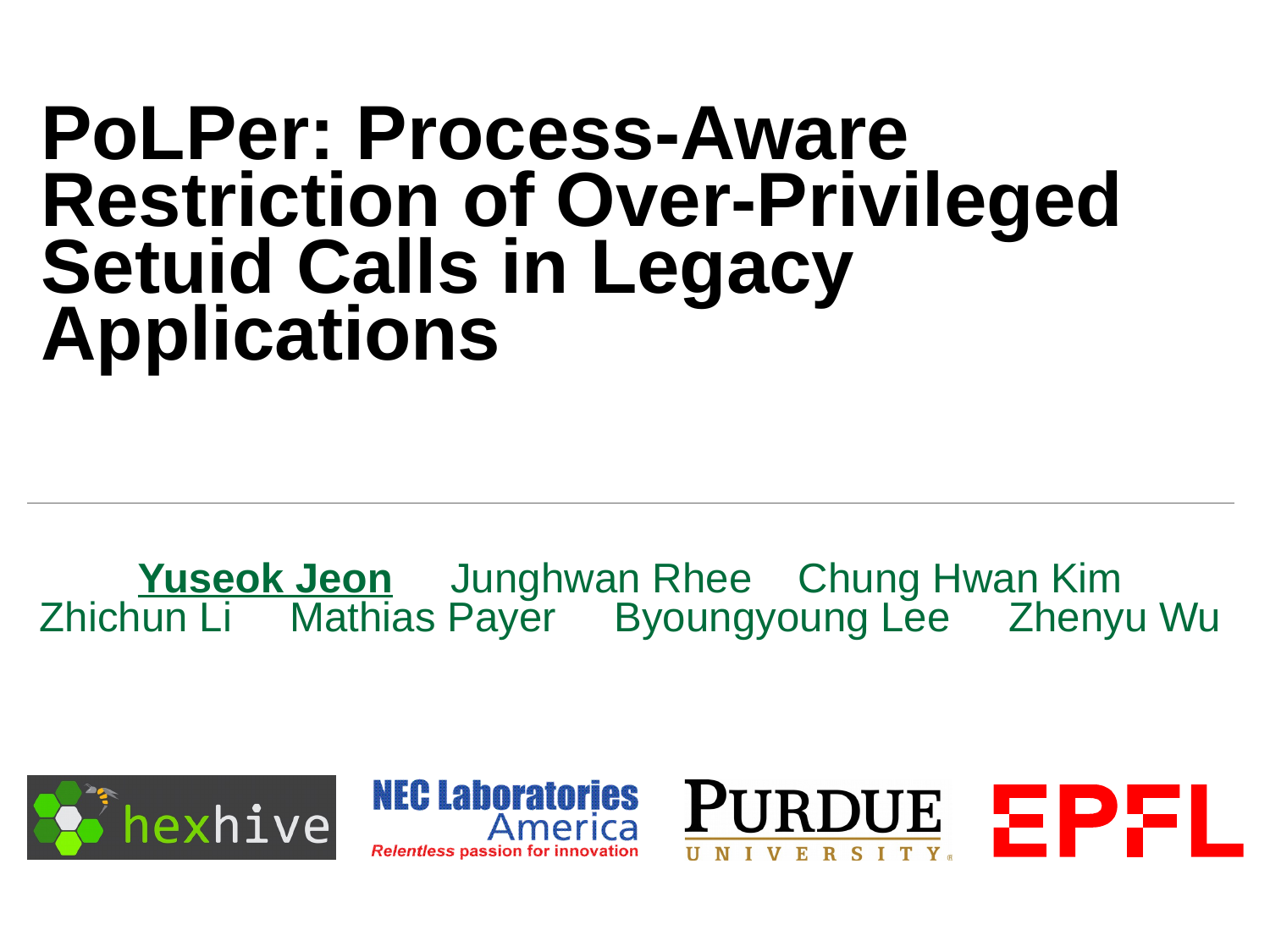# PoLPer: Process-Aware Restriction of Over-Privileged Setuid Calls in Legacy Applications

**Yuseok Jeon** Junghwan Rhee Chung Hwan Kim
Zhichun Li Mathias Payer Byoungyoung Lee Zhenyu Wu

hexhive NEC Laboratories America *Relentless* passion for innovation PURDUE UNIVERSITY EPFL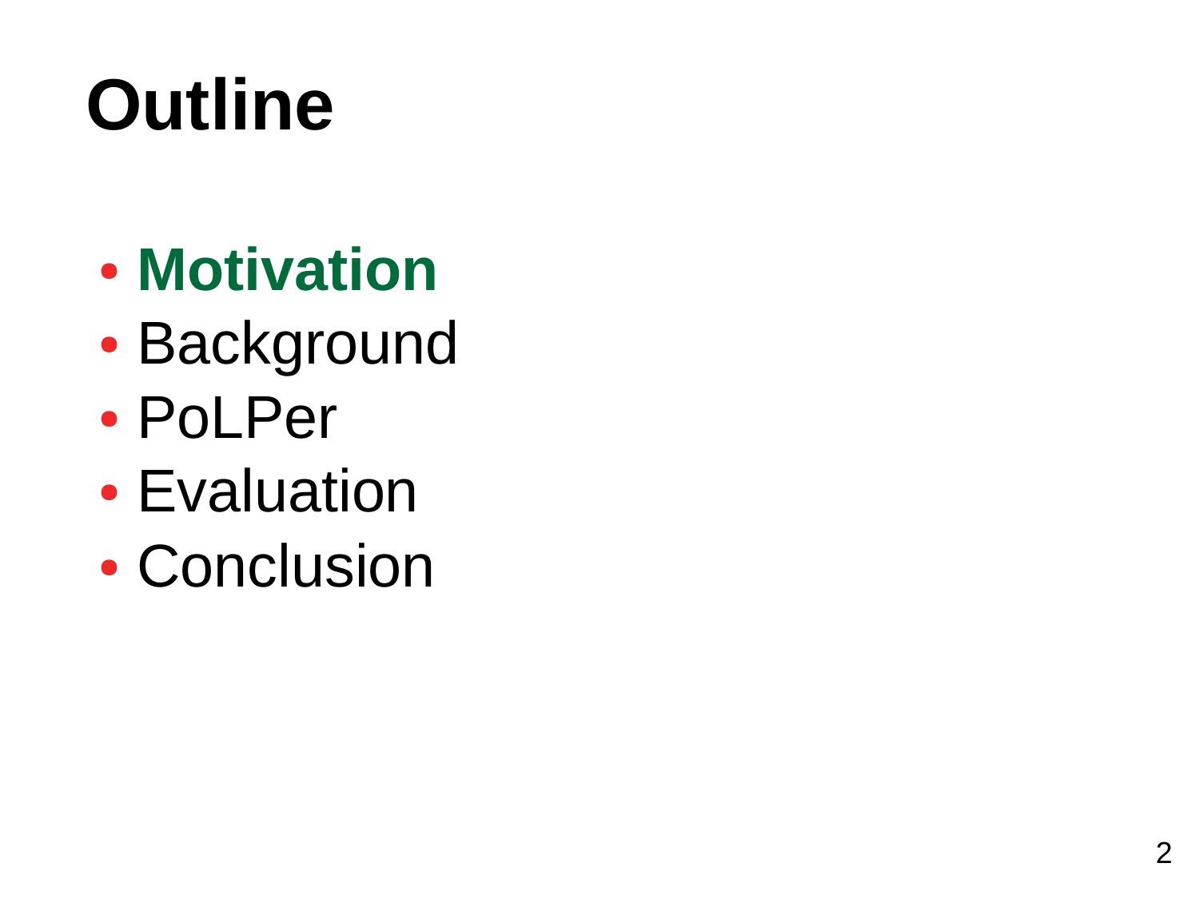# Outline

- **Motivation**
- Background
- PoLPer
- Evaluation
- Conclusion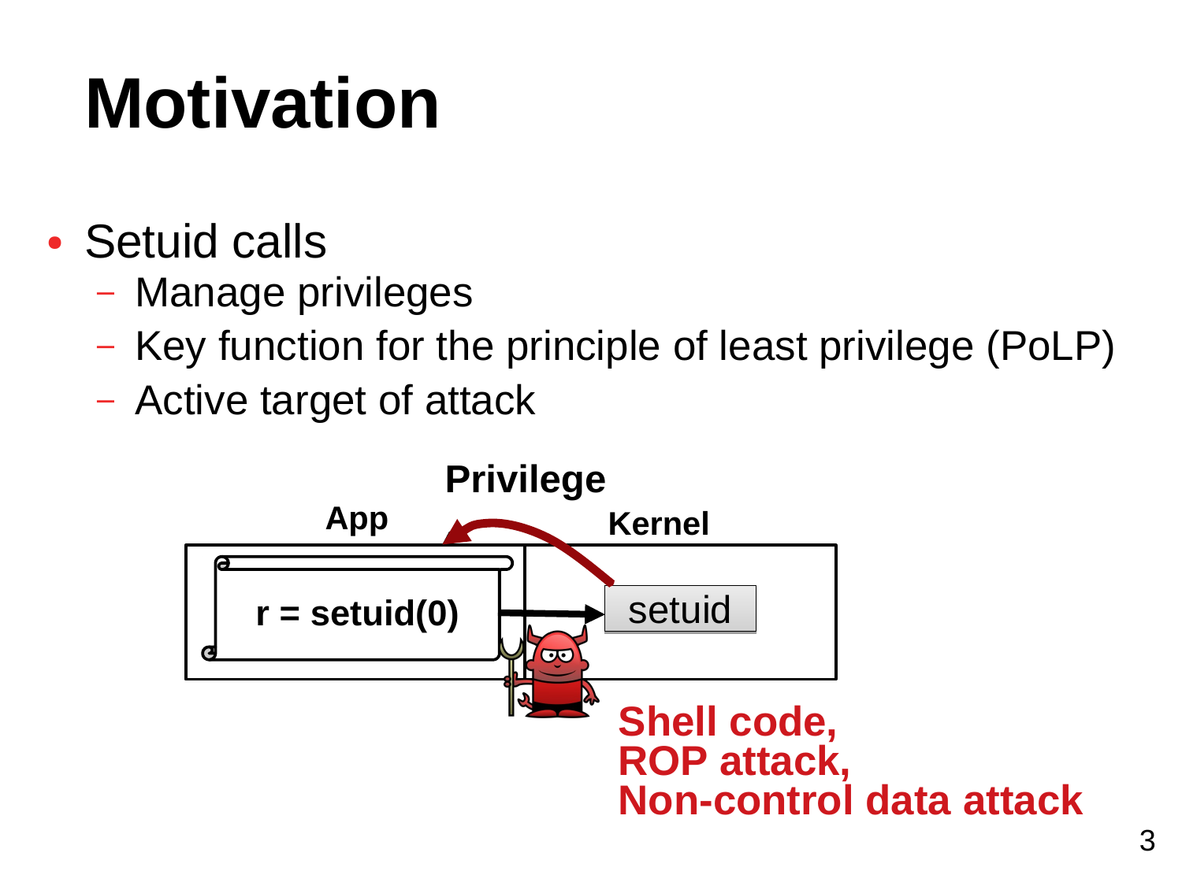# Motivation

- Setuid calls
  - Manage privileges
  - Key function for the principle of least privilege (PoLP)
  - Active target of attack

Privilege

App

Kernel

r = setuid(0)

setuid

**Shell code,**
**ROP attack,**
**Non-control data attack**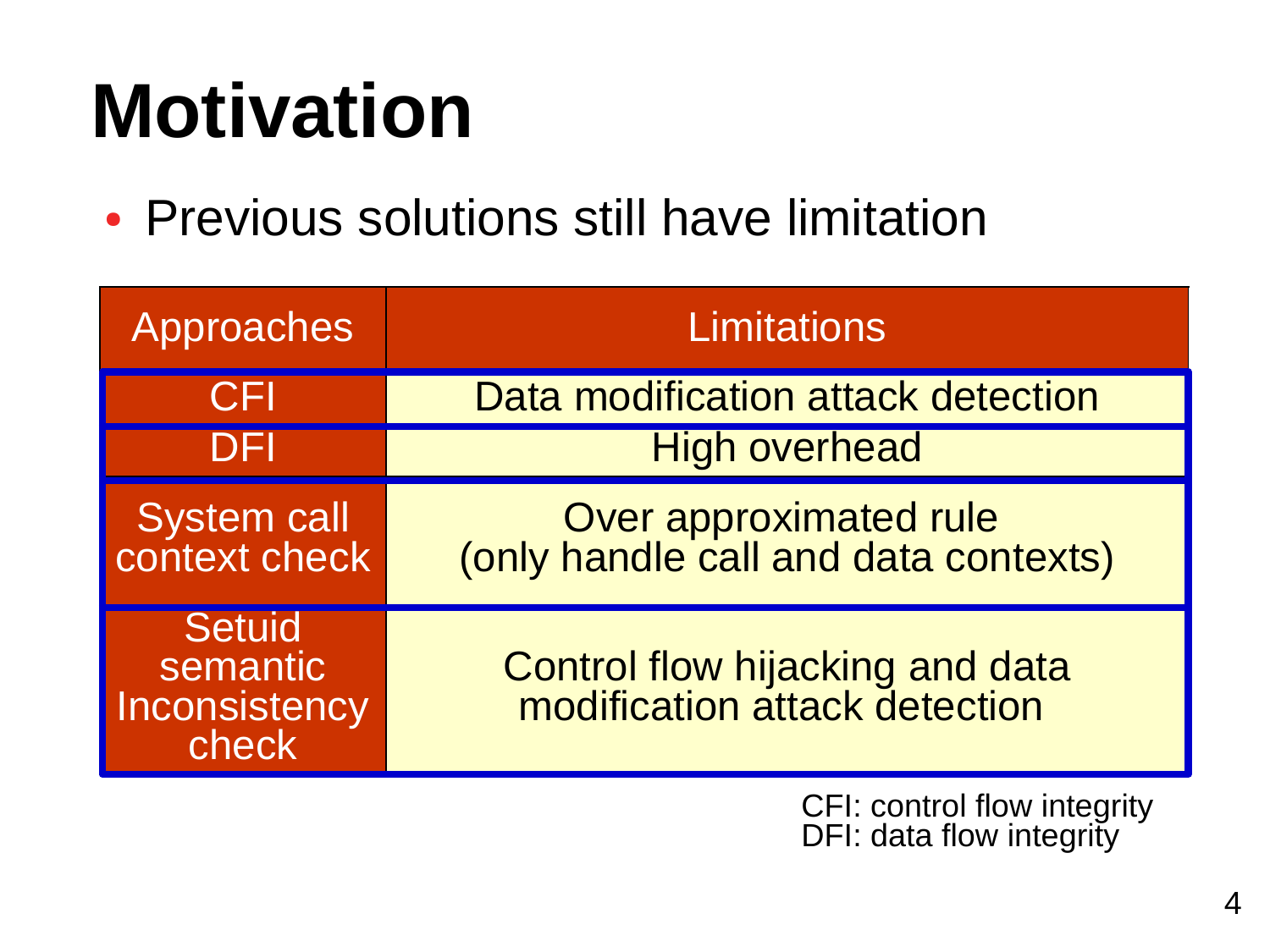# Motivation

- Previous solutions still have limitation

| Approaches | Limitations |
| --- | --- |
| CFI | Data modification attack detection |
| DFI | High overhead |
| System call context check | Over approximated rule (only handle call and data contexts) |
| Setuid semantic Inconsistency check | Control flow hijacking and data modification attack detection |

CFI: control flow integrity
DFI: data flow integrity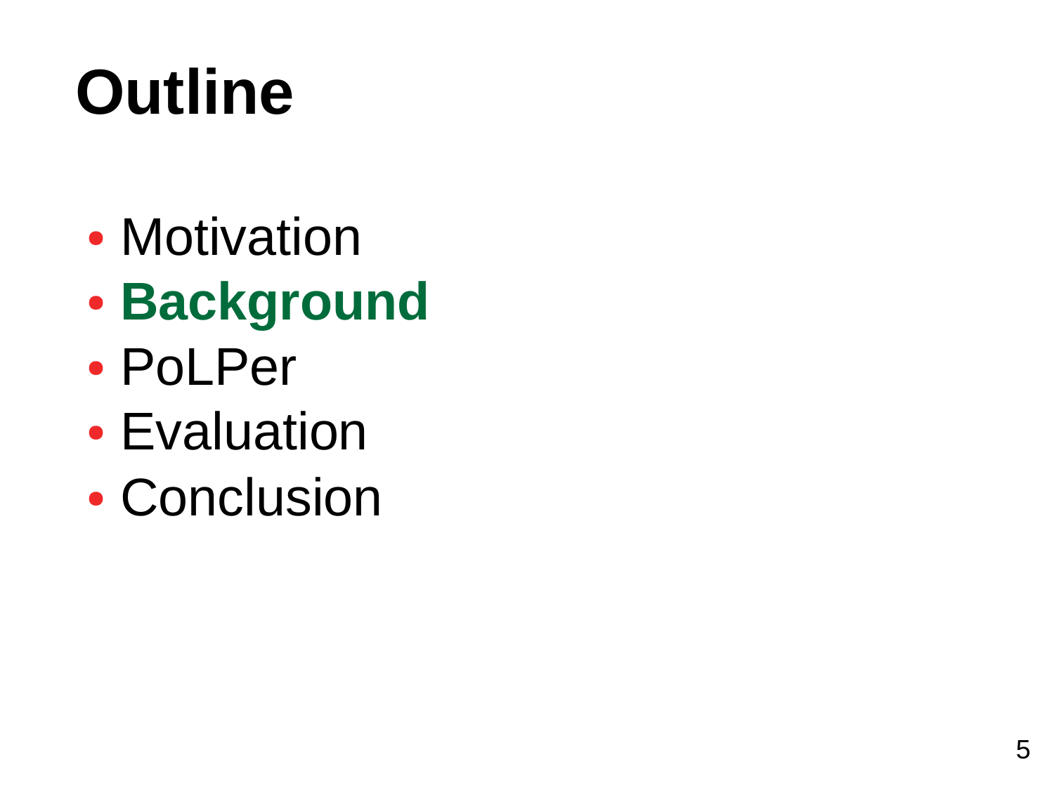# Outline

- Motivation
- **Background**
- PoLPer
- Evaluation
- Conclusion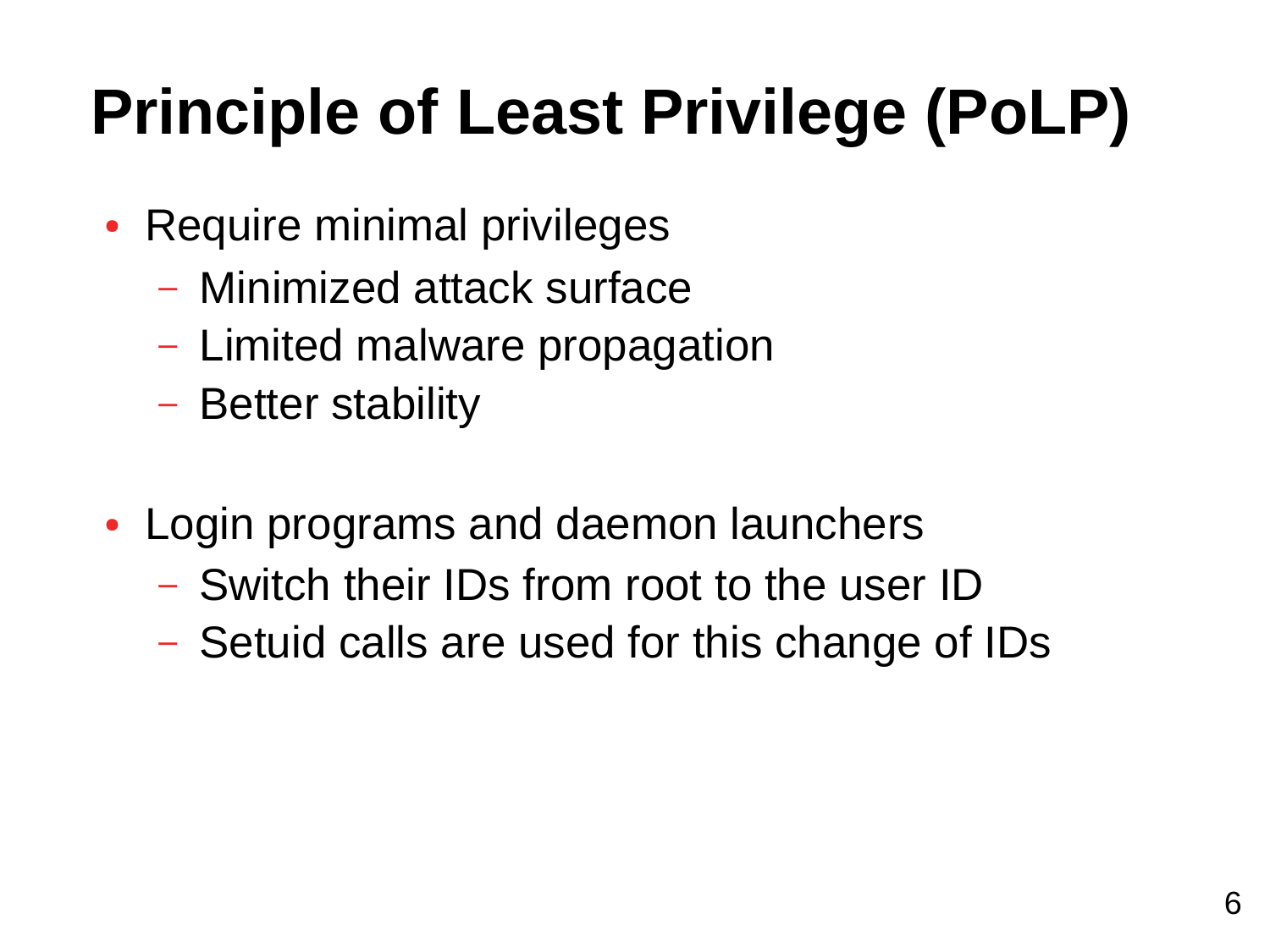# Principle of Least Privilege (PoLP)

- Require minimal privileges
  - Minimized attack surface
  - Limited malware propagation
  - Better stability

- Login programs and daemon launchers
  - Switch their IDs from root to the user ID
  - Setuid calls are used for this change of IDs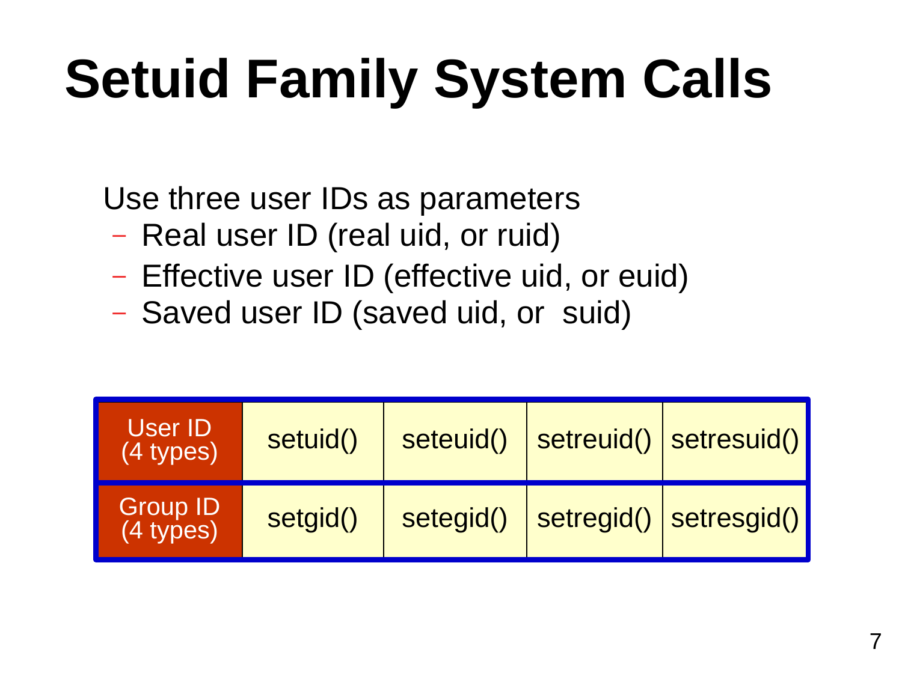# Setuid Family System Calls

Use three user IDs as parameters

- Real user ID (real uid, or ruid)
- Effective user ID (effective uid, or euid)
- Saved user ID (saved uid, or suid)

| User ID (4 types) | setuid() | seteuid() | setreuid() | setresuid() |
|---|---|---|---|---|
| Group ID (4 types) | setgid() | setegid() | setregid() | setresgid() |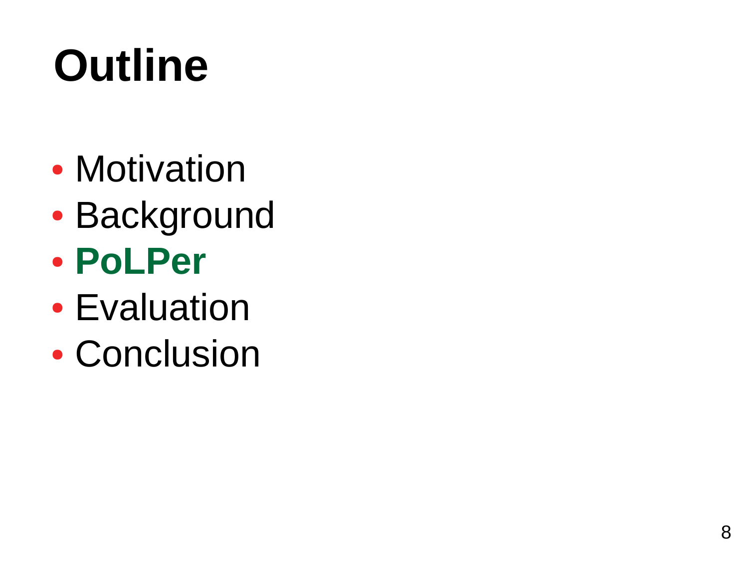# Outline

- Motivation
- Background
- **PoLPer**
- Evaluation
- Conclusion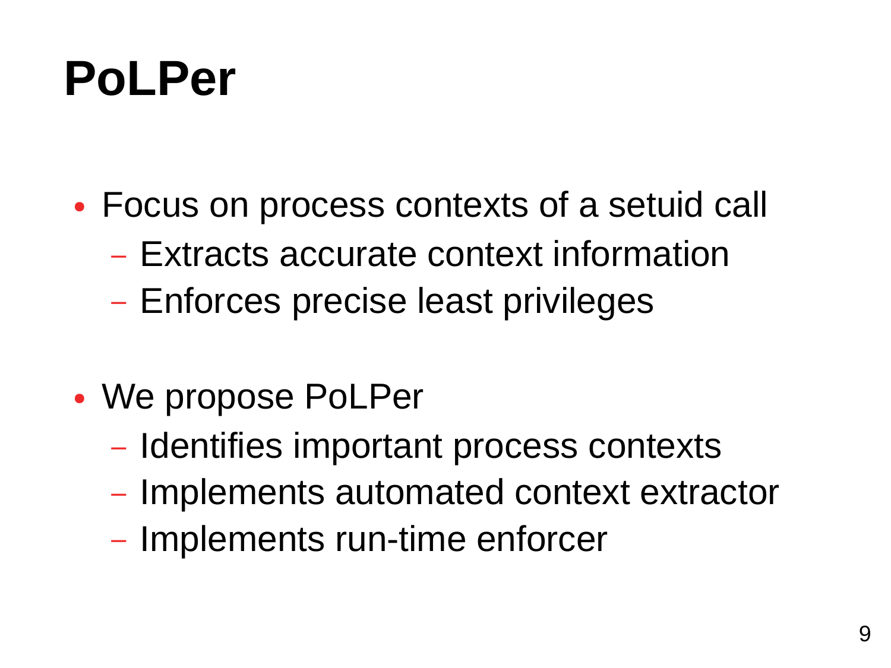# PoLPer

- Focus on process contexts of a setuid call
  - Extracts accurate context information
  - Enforces precise least privileges

- We propose PoLPer
  - Identifies important process contexts
  - Implements automated context extractor
  - Implements run-time enforcer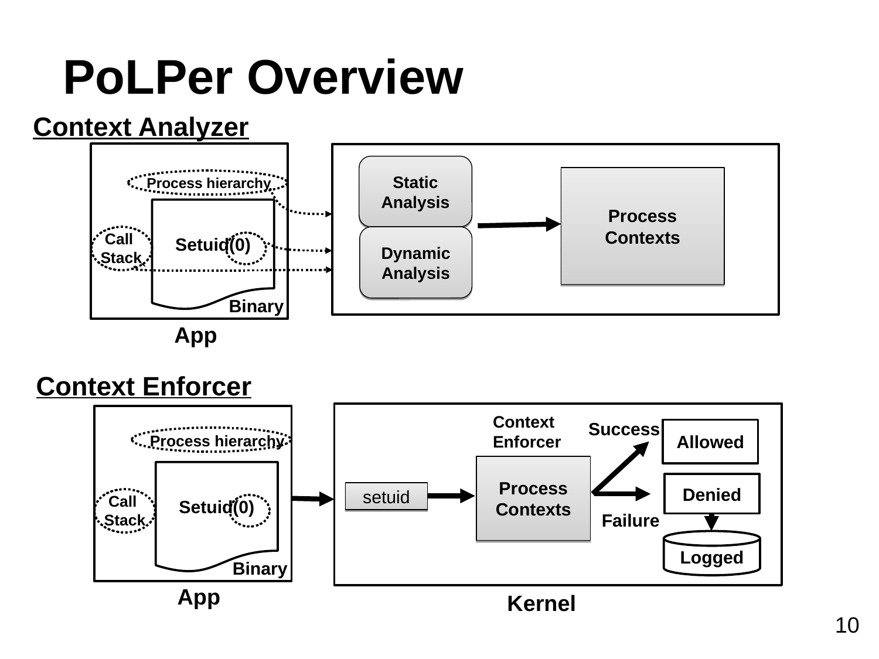# PoLPer Overview

## Context Analyzer

Process hierarchy

Call Stack

Setuid(0)

Binary

App

Static Analysis

Dynamic Analysis

Process Contexts

## Context Enforcer

Process hierarchy

Call Stack

Setuid(0)

Binary

App

setuid

Context Enforcer

Process Contexts

Success

Allowed

Denied

Failure

Logged

Kernel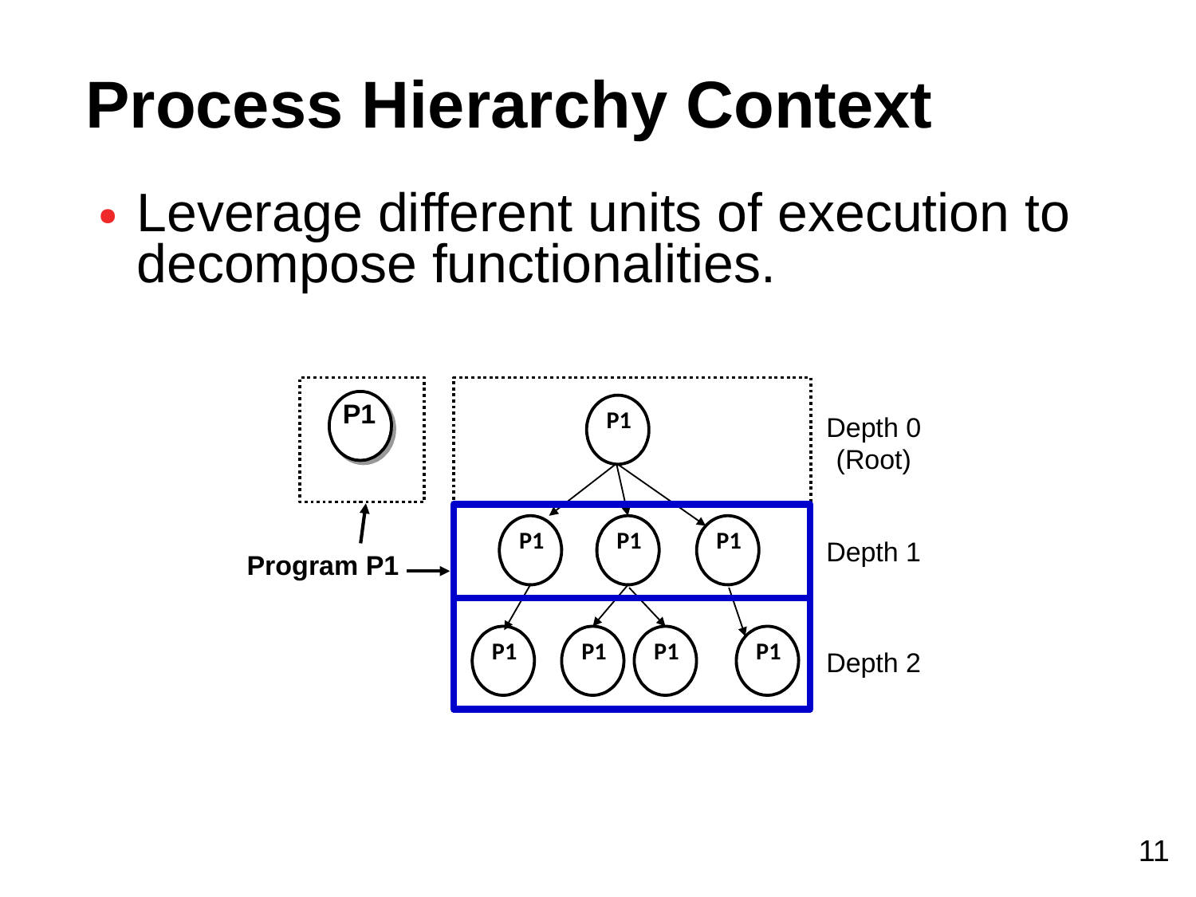# Process Hierarchy Context

- Leverage different units of execution to decompose functionalities.

P1

Program P1

P1

P1 P1 P1

P1 P1 P1 P1

Depth 0 (Root)

Depth 1

Depth 2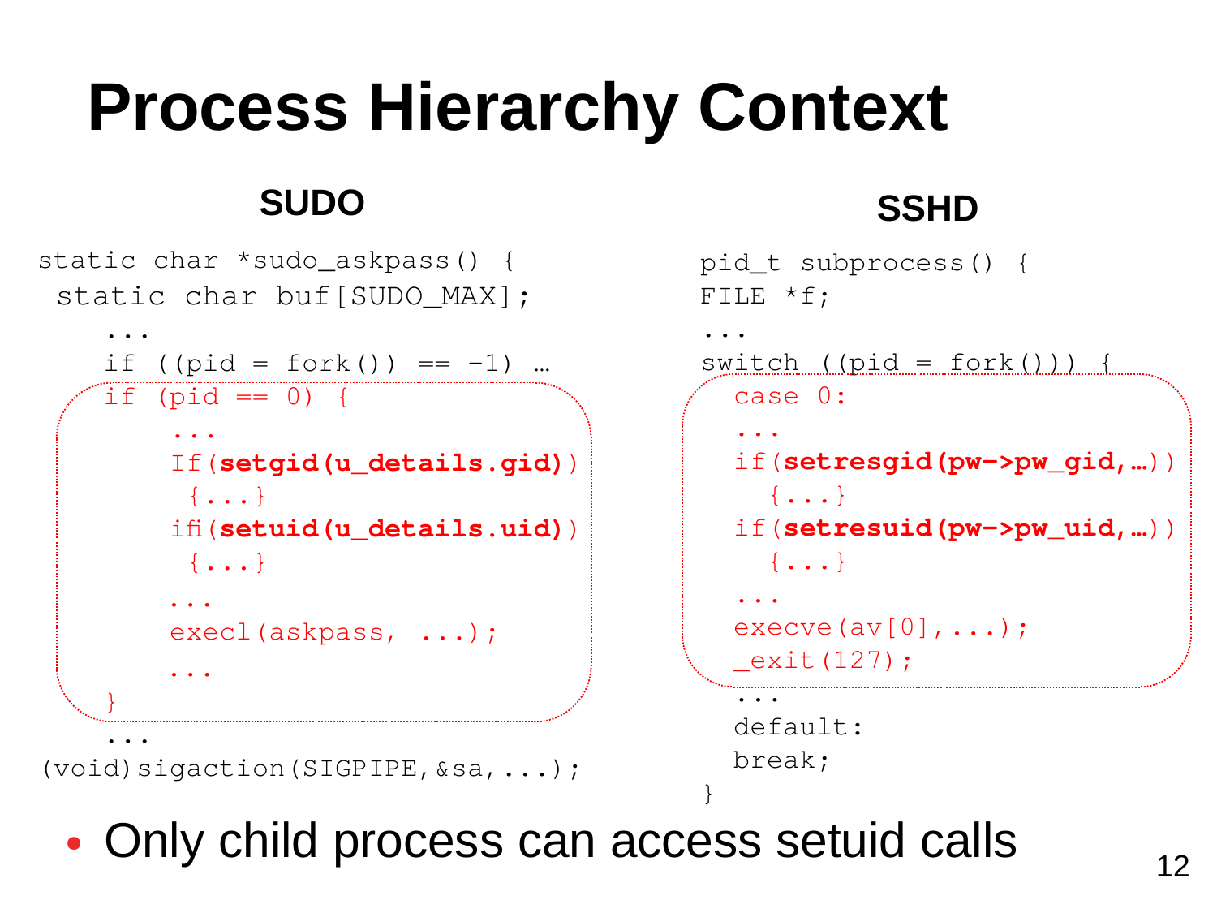# Process Hierarchy Context

### SUDO

```
static char *sudo_askpass() {
 static char buf[SUDO_MAX];
    ...
    if ((pid = fork()) == -1) …
    if (pid == 0) {
        ...
        If(setgid(u_details.gid))
         {...}
        ifi(setuid(u_details.uid))
         {...}
        ...
        execl(askpass, ...);
        ...
    }
    ...
(void)sigaction(SIGPIPE,&sa,...);
```

### SSHD

```
pid_t subprocess() {
FILE *f;
...
switch ((pid = fork())) {
  case 0:
  ...
  if(setresgid(pw->pw_gid,…))
    {...}
  if(setresuid(pw->pw_uid,…))
    {...}
  ...
  execve(av[0],...);
  _exit(127);
  ...
  default:
  break;
}
```

- Only child process can access setuid calls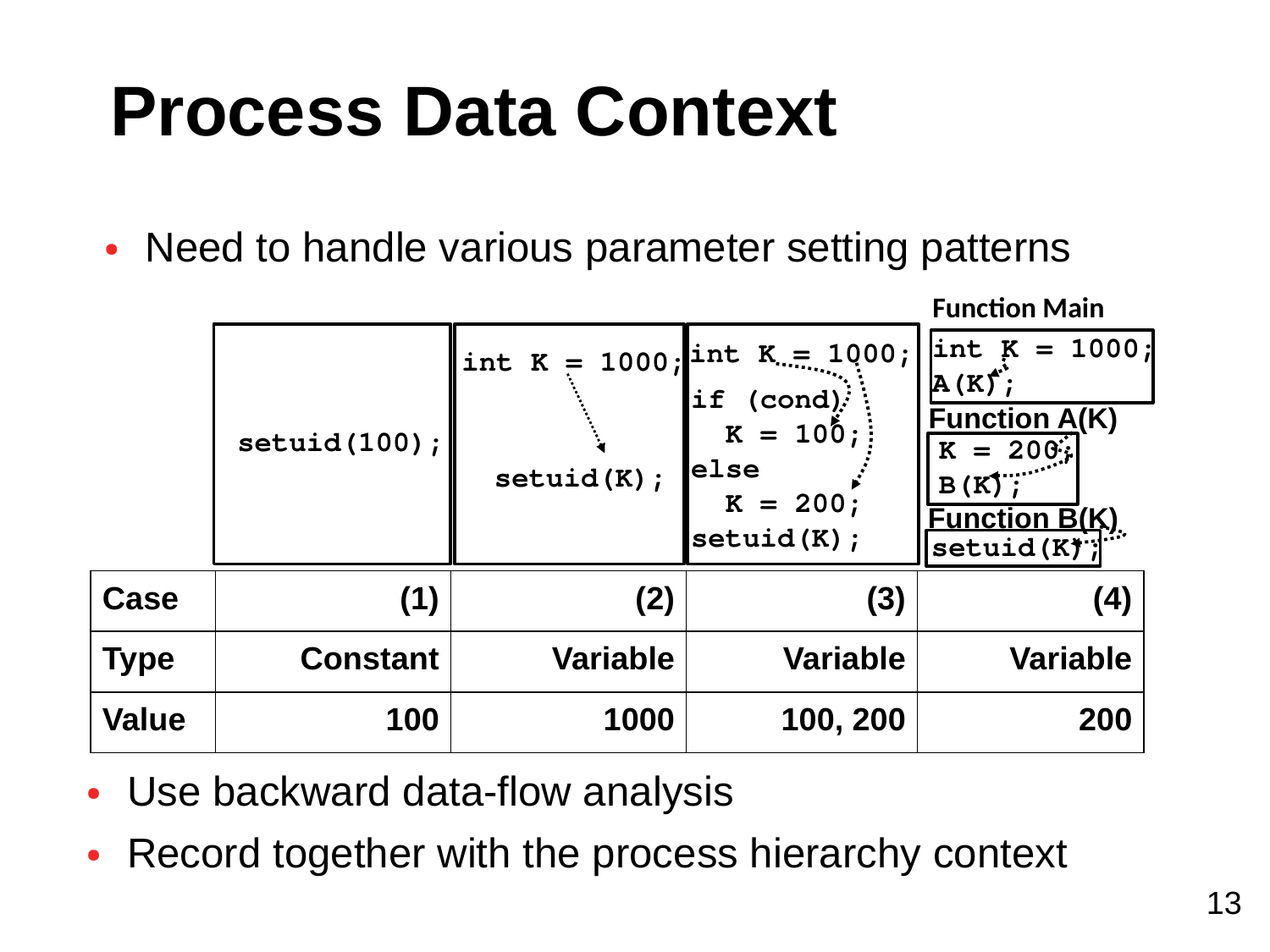# Process Data Context

- Need to handle various parameter setting patterns

| Case | (1) | (2) | (3) | (4) |
|---|---|---|---|---|
| Code | `setuid(100);` | `int K = 1000;` `setuid(K);` | `int K = 1000;` `if (cond)` `K = 100;` `else` `K = 200;` `setuid(K);` | Function Main: `int K = 1000;` `A(K);` Function A(K): `K = 200;` `B(K);` Function B(K): `setuid(K);` |
| Type | Constant | Variable | Variable | Variable |
| Value | 100 | 1000 | 100, 200 | 200 |

- Use backward data-flow analysis
- Record together with the process hierarchy context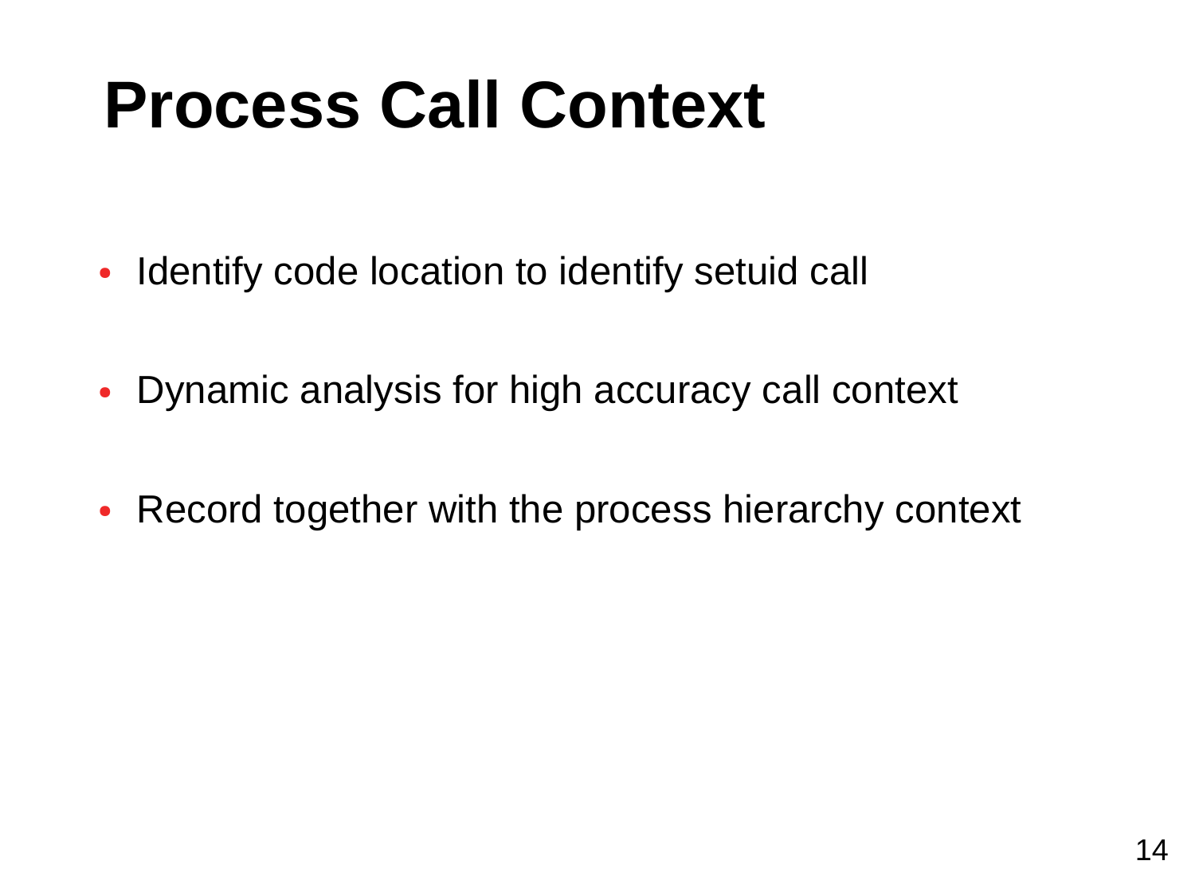# Process Call Context

- Identify code location to identify setuid call
- Dynamic analysis for high accuracy call context
- Record together with the process hierarchy context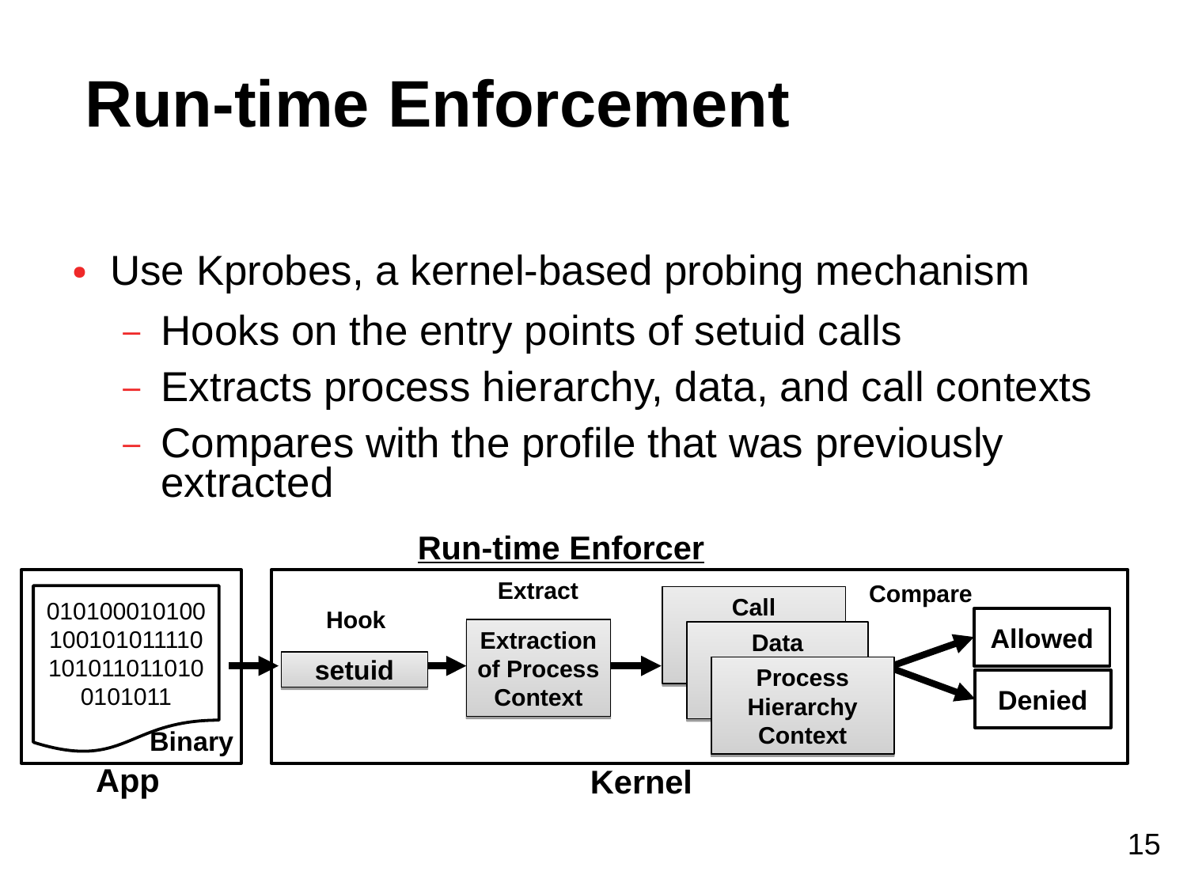# Run-time Enforcement

- Use Kprobes, a kernel-based probing mechanism
  - Hooks on the entry points of setuid calls
  - Extracts process hierarchy, data, and call contexts
  - Compares with the profile that was previously extracted

**Run-time Enforcer**

App: Binary (010100010100 100101011110 101011011010 0101011) → Kernel: Hook (setuid) → Extract (Extraction of Process Context) → Call / Data / Process Hierarchy Context → Compare → Allowed / Denied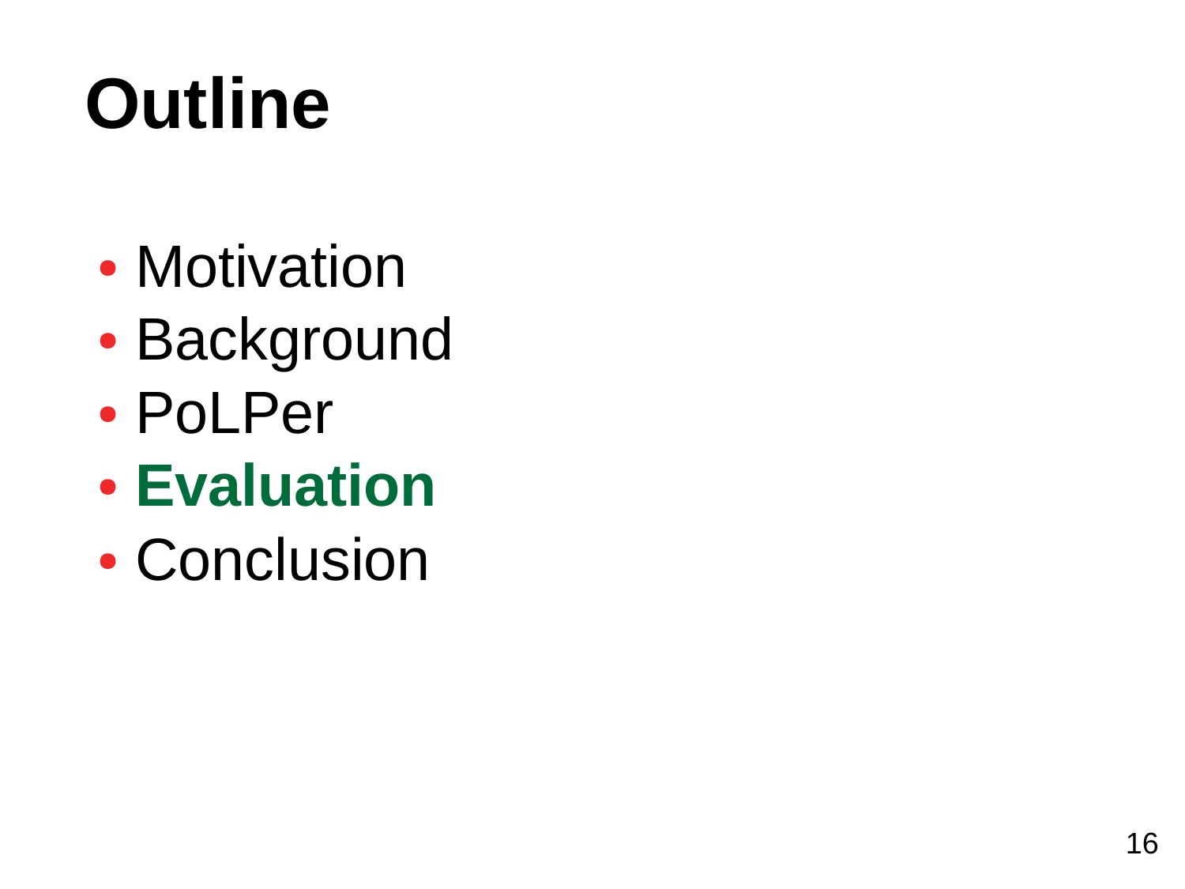# Outline

- Motivation
- Background
- PoLPer
- **Evaluation**
- Conclusion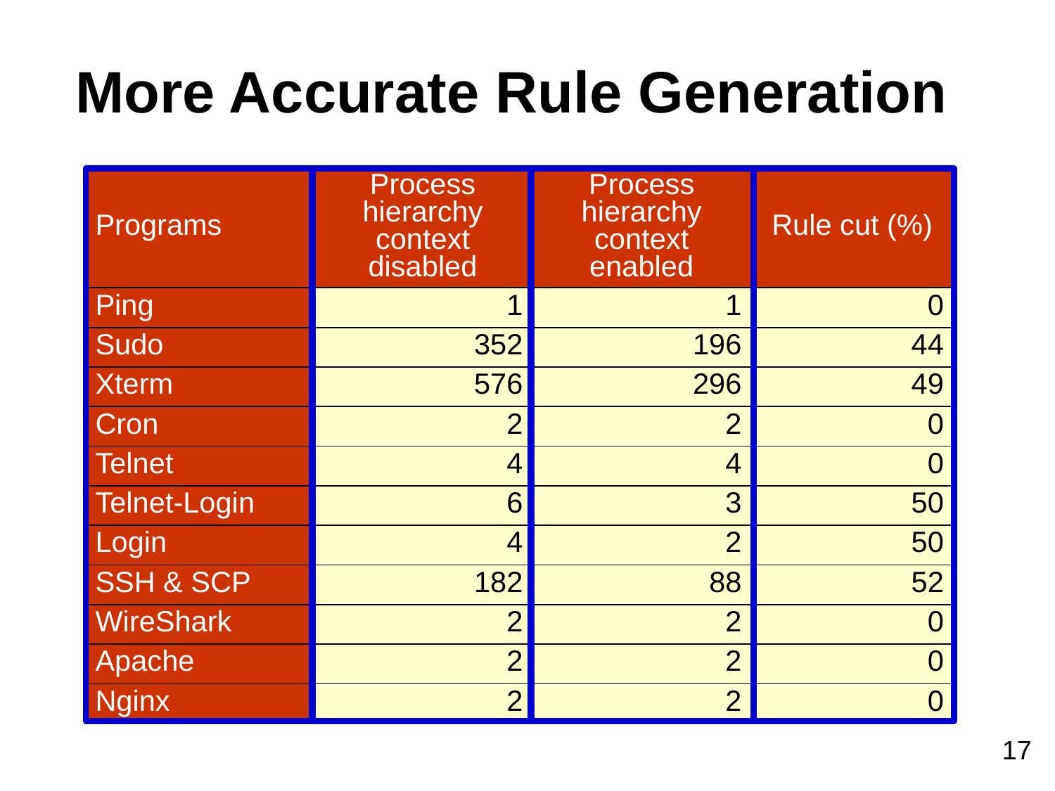# More Accurate Rule Generation

| Programs | Process hierarchy context disabled | Process hierarchy context enabled | Rule cut (%) |
|---|---|---|---|
| Ping | 1 | 1 | 0 |
| Sudo | 352 | 196 | 44 |
| Xterm | 576 | 296 | 49 |
| Cron | 2 | 2 | 0 |
| Telnet | 4 | 4 | 0 |
| Telnet-Login | 6 | 3 | 50 |
| Login | 4 | 2 | 50 |
| SSH & SCP | 182 | 88 | 52 |
| WireShark | 2 | 2 | 0 |
| Apache | 2 | 2 | 0 |
| Nginx | 2 | 2 | 0 |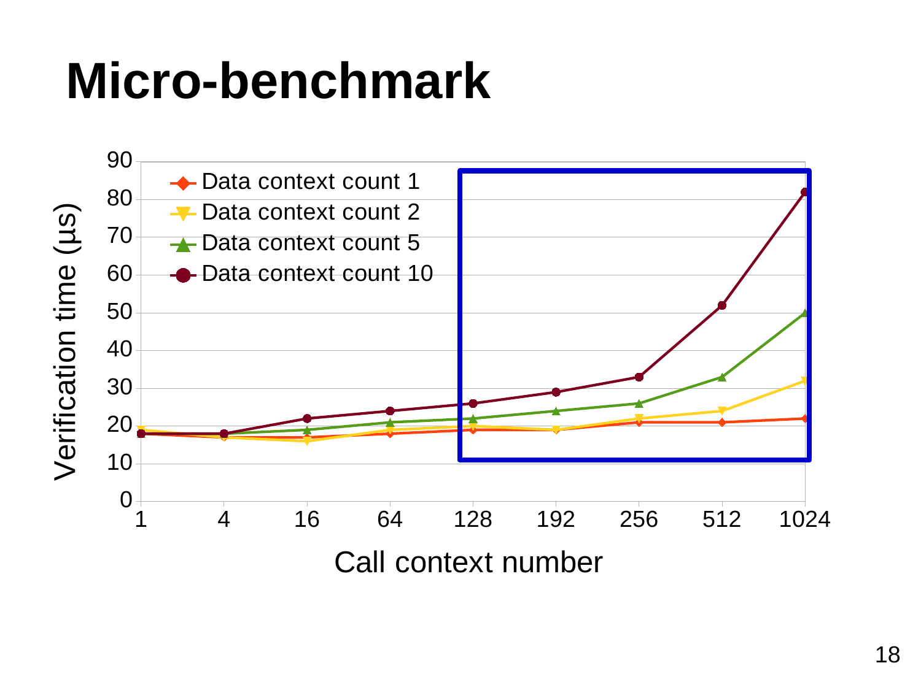# Micro-benchmark

| Call context number | Data context count 1 | Data context count 2 | Data context count 5 | Data context count 10 |
|---|---|---|---|---|
| 1 | 18 | 19 | 18 | 18 |
| 4 | 17 | 17 | 18 | 18 |
| 16 | 17 | 16 | 19 | 22 |
| 64 | 18 | 19 | 21 | 24 |
| 128 | 19 | 20 | 22 | 26 |
| 192 | 19 | 19 | 24 | 29 |
| 256 | 21 | 22 | 26 | 33 |
| 512 | 21 | 24 | 33 | 52 |
| 1024 | 22 | 32 | 50 | 82 |

Verification time (µs)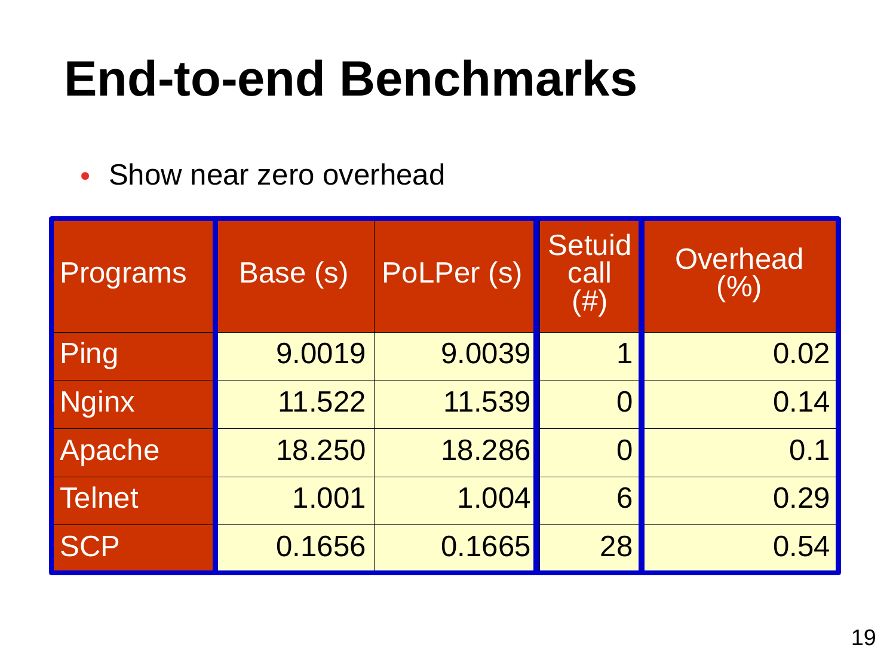# End-to-end Benchmarks

- Show near zero overhead

| Programs | Base (s) | PoLPer (s) | Setuid call (#) | Overhead (%) |
|---|---|---|---|---|
| Ping | 9.0019 | 9.0039 | 1 | 0.02 |
| Nginx | 11.522 | 11.539 | 0 | 0.14 |
| Apache | 18.250 | 18.286 | 0 | 0.1 |
| Telnet | 1.001 | 1.004 | 6 | 0.29 |
| SCP | 0.1656 | 0.1665 | 28 | 0.54 |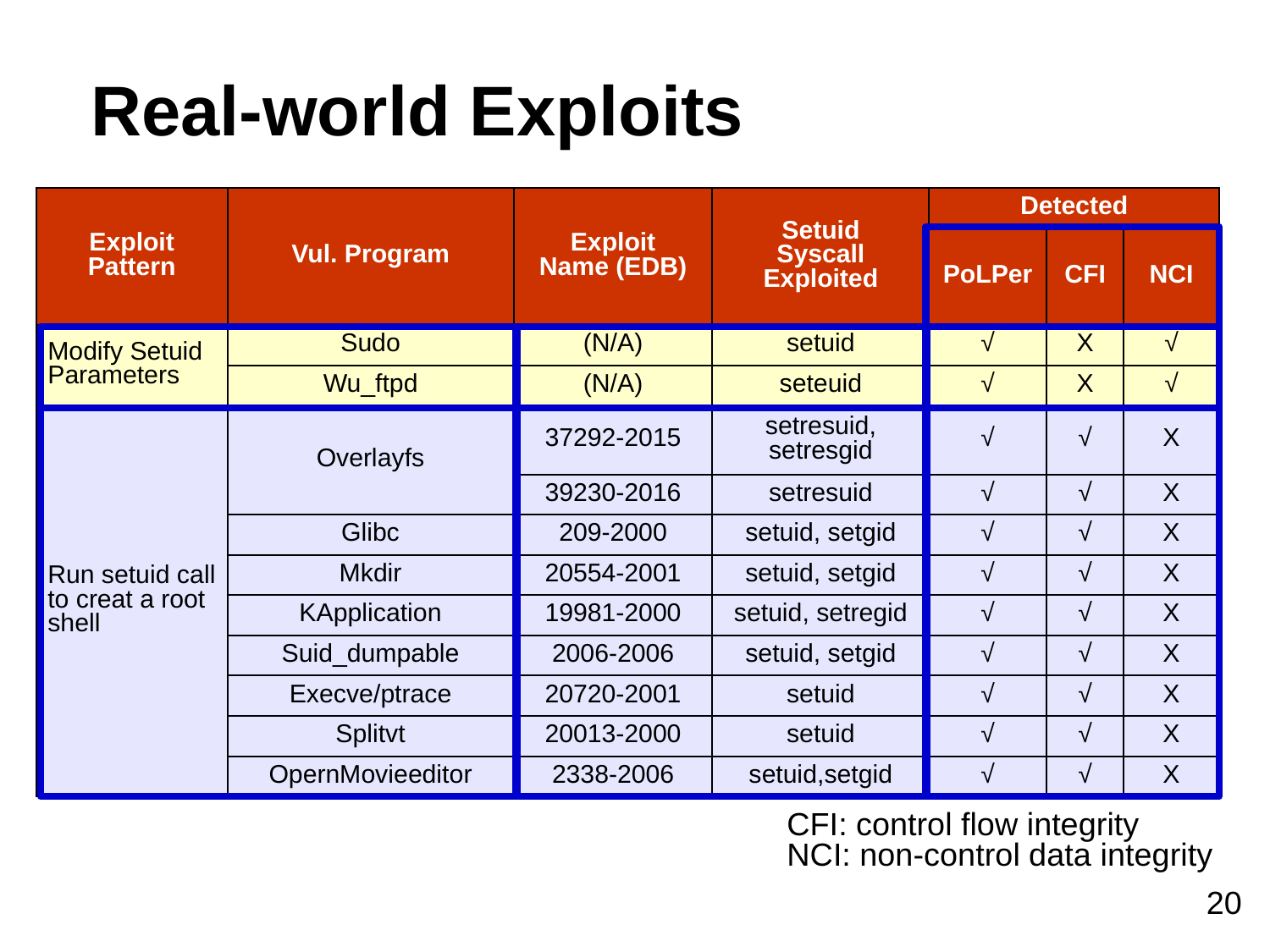# Real-world Exploits

| Exploit Pattern | Vul. Program | Exploit Name (EDB) | Setuid Syscall Exploited | Detected | | |
|---|---|---|---|---|---|---|
| | | | | PoLPer | CFI | NCI |
| Modify Setuid Parameters | Sudo | (N/A) | setuid | √ | X | √ |
| | Wu_ftpd | (N/A) | seteuid | √ | X | √ |
| Run setuid call to creat a root shell | Overlayfs | 37292-2015 | setresuid, setresgid | √ | √ | X |
| | | 39230-2016 | setresuid | √ | √ | X |
| | Glibc | 209-2000 | setuid, setgid | √ | √ | X |
| | Mkdir | 20554-2001 | setuid, setgid | √ | √ | X |
| | KApplication | 19981-2000 | setuid, setregid | √ | √ | X |
| | Suid_dumpable | 2006-2006 | setuid, setgid | √ | √ | X |
| | Execve/ptrace | 20720-2001 | setuid | √ | √ | X |
| | Splitvt | 20013-2000 | setuid | √ | √ | X |
| | OpernMovieeditor | 2338-2006 | setuid,setgid | √ | √ | X |

CFI: control flow integrity
NCI: non-control data integrity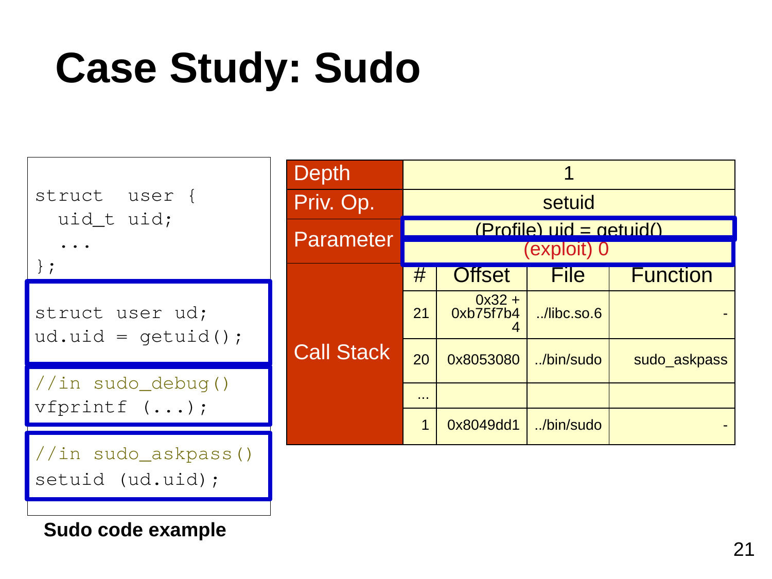# Case Study: Sudo

```
struct  user {
  uid_t uid;
  ...
};

struct user ud;
ud.uid = getuid();

//in sudo_debug()
vfprintf (...);

//in sudo_askpass()
setuid (ud.uid);
```

**Sudo code example**

| Depth | 1 | | | |
|---|---|---|---|---|
| Priv. Op. | setuid | | | |
| Parameter | (Profile) uid = getuid() | | | |
| | (exploit) 0 | | | |
| Call Stack | # | Offset | File | Function |
| | 21 | 0x32 + 0xb75f7b44 | ../libc.so.6 | - |
| | 20 | 0x8053080 | ../bin/sudo | sudo_askpass |
| | ... | | | |
| | 1 | 0x8049dd1 | ../bin/sudo | - |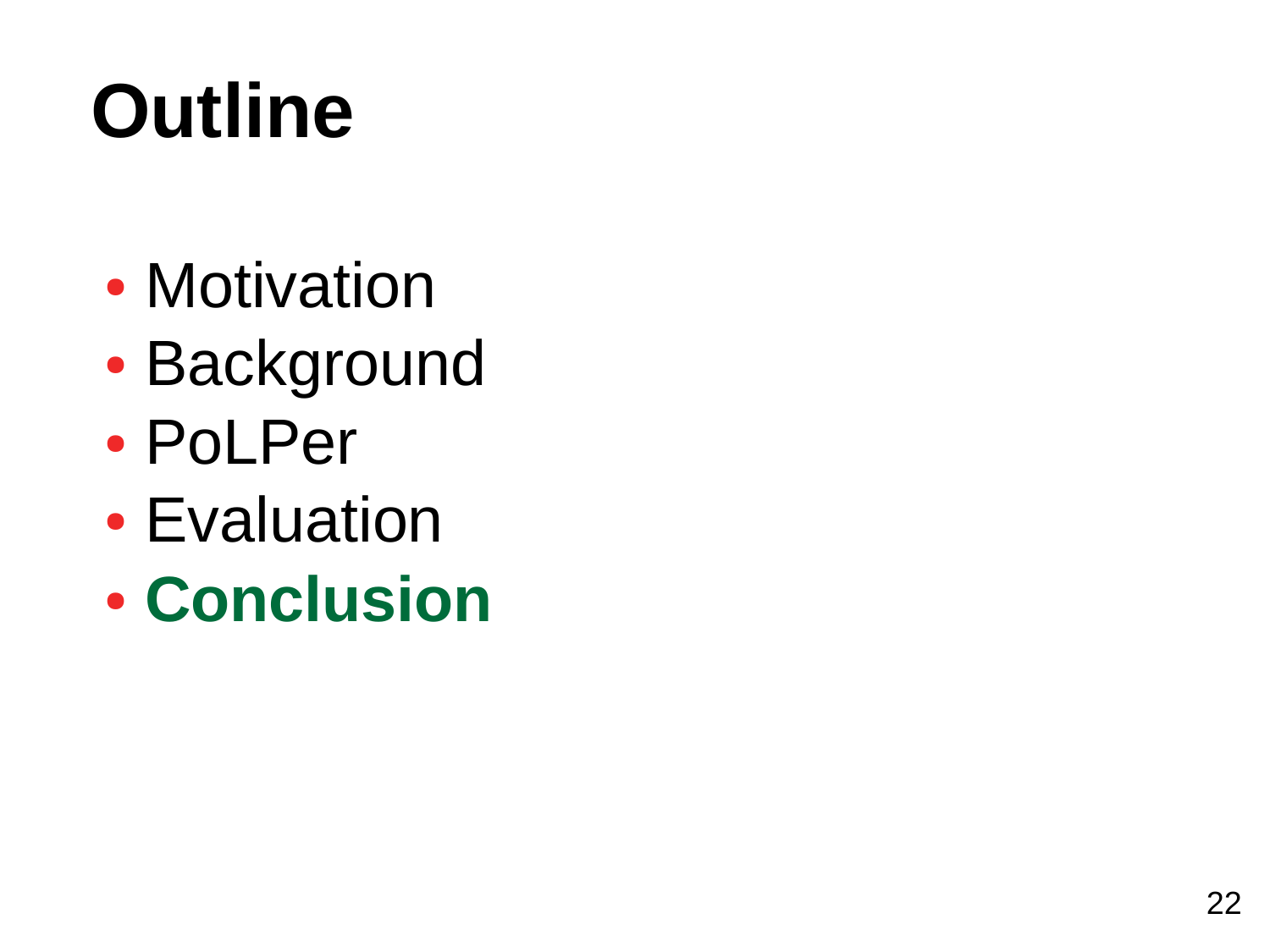# Outline

- Motivation
- Background
- PoLPer
- Evaluation
- **Conclusion**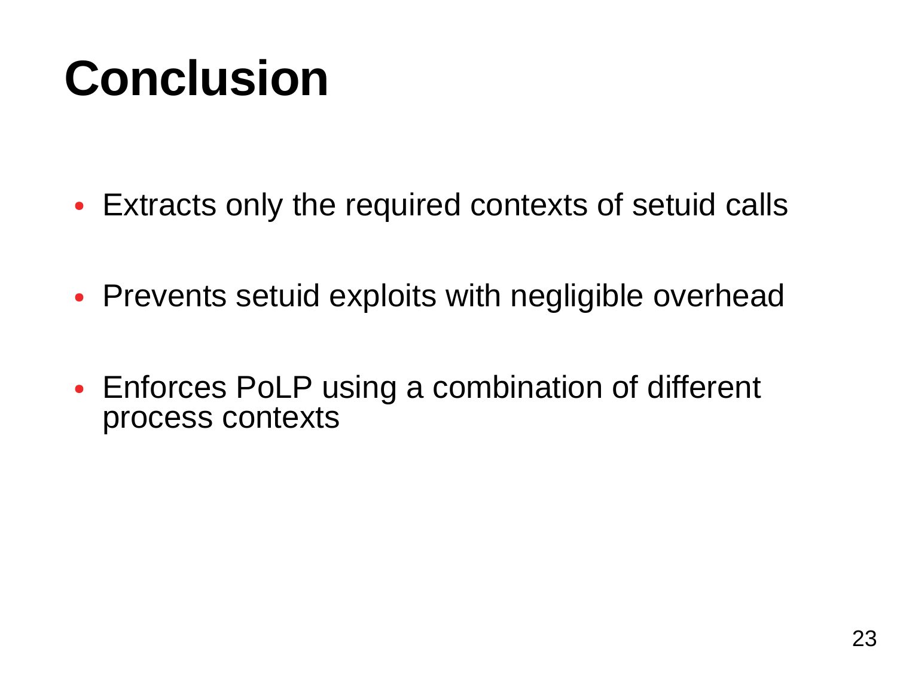# Conclusion

- Extracts only the required contexts of setuid calls
- Prevents setuid exploits with negligible overhead
- Enforces PoLP using a combination of different process contexts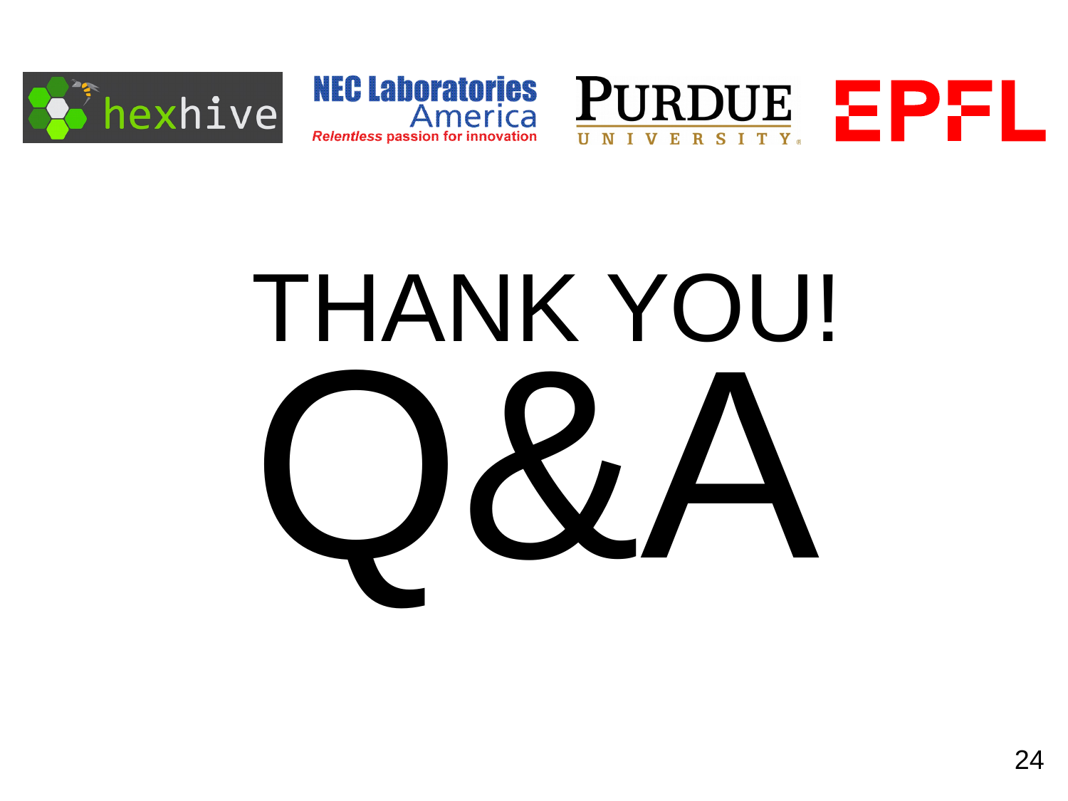hexhive

NEC Laboratories America

*Relentless passion for innovation*

PURDUE UNIVERSITY

EPFL

# THANK YOU!

# Q&A